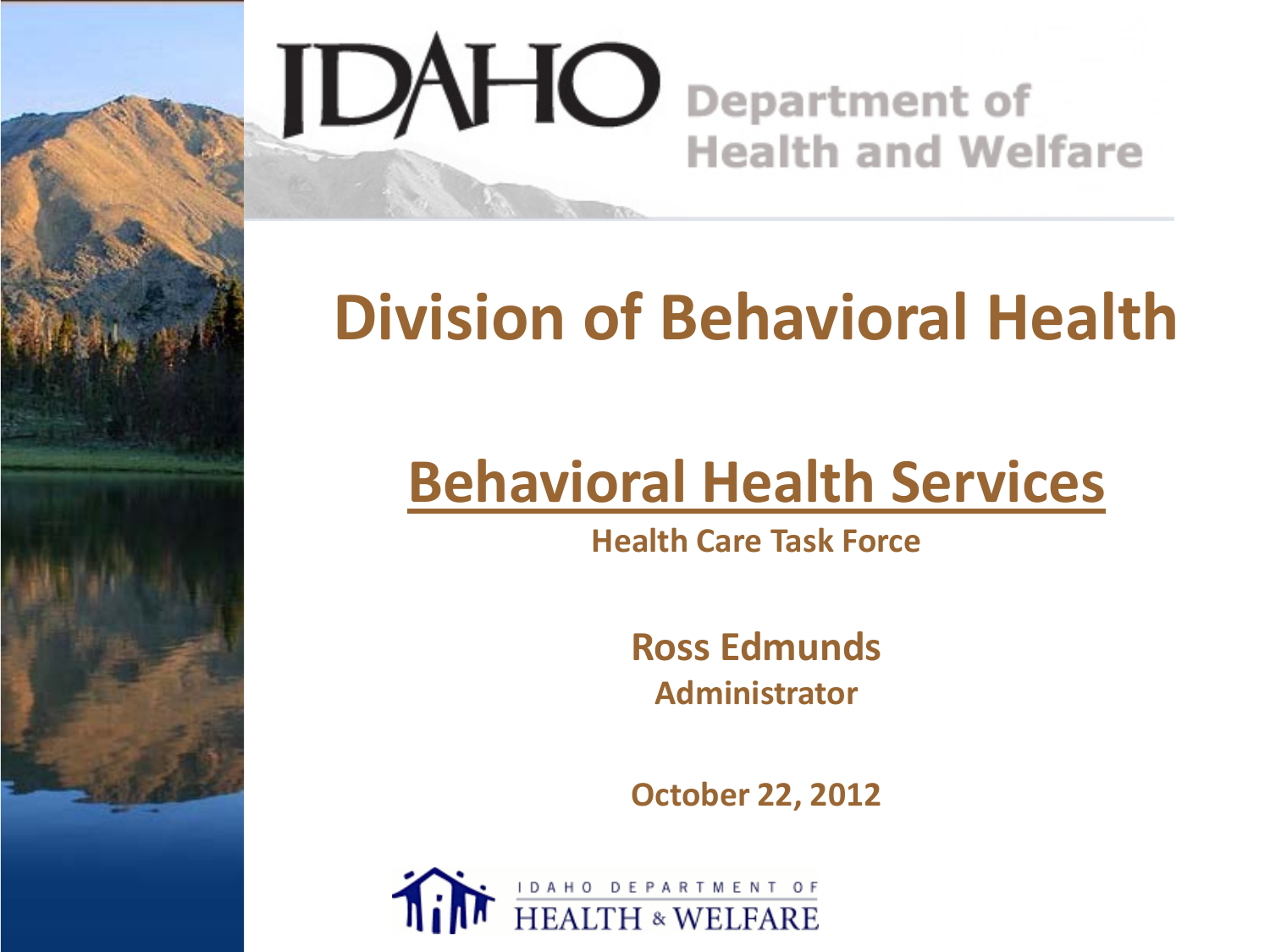IDAHO Department of Health and Welfare

# Division of Behavioral Health

## Behavioral Health Services

**Health Care Task Force**

**Ross Edmunds**
**Administrator**

**October 22, 2012**

IDAHO DEPARTMENT OF HEALTH & WELFARE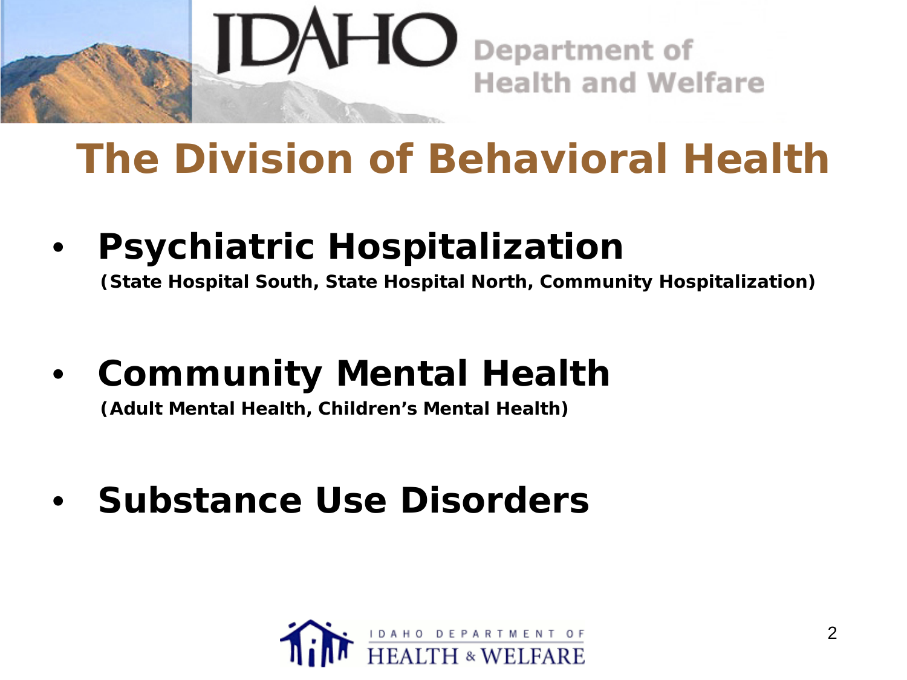# The Division of Behavioral Health

- **Psychiatric Hospitalization**
  **(State Hospital South, State Hospital North, Community Hospitalization)**

- **Community Mental Health**
  **(Adult Mental Health, Children's Mental Health)**

- **Substance Use Disorders**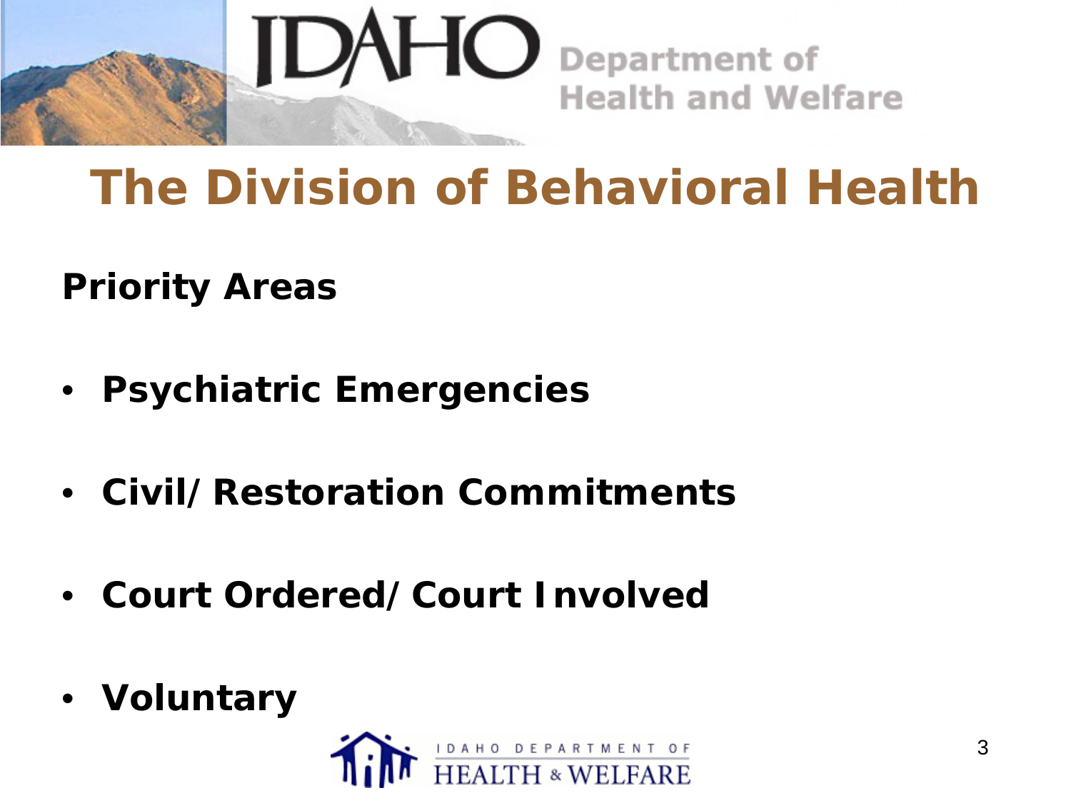# The Division of Behavioral Health

**Priority Areas**

- **Psychiatric Emergencies**
- **Civil/Restoration Commitments**
- **Court Ordered/Court Involved**
- **Voluntary**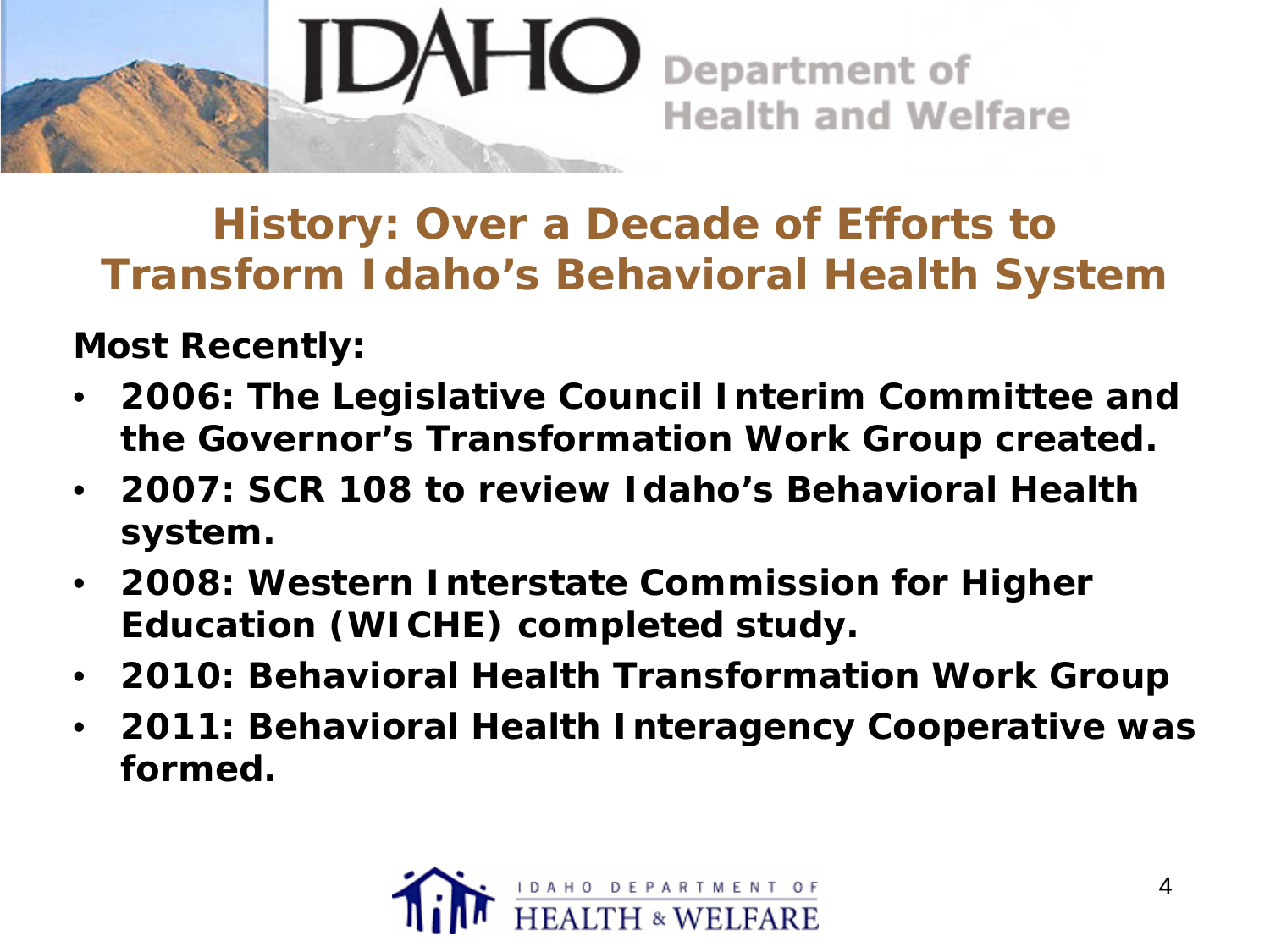# History: Over a Decade of Efforts to Transform Idaho's Behavioral Health System

**Most Recently:**

- **2006: The Legislative Council Interim Committee and the Governor's Transformation Work Group created.**
- **2007: SCR 108 to review Idaho's Behavioral Health system.**
- **2008: Western Interstate Commission for Higher Education (WICHE) completed study.**
- **2010: Behavioral Health Transformation Work Group**
- **2011: Behavioral Health Interagency Cooperative was formed.**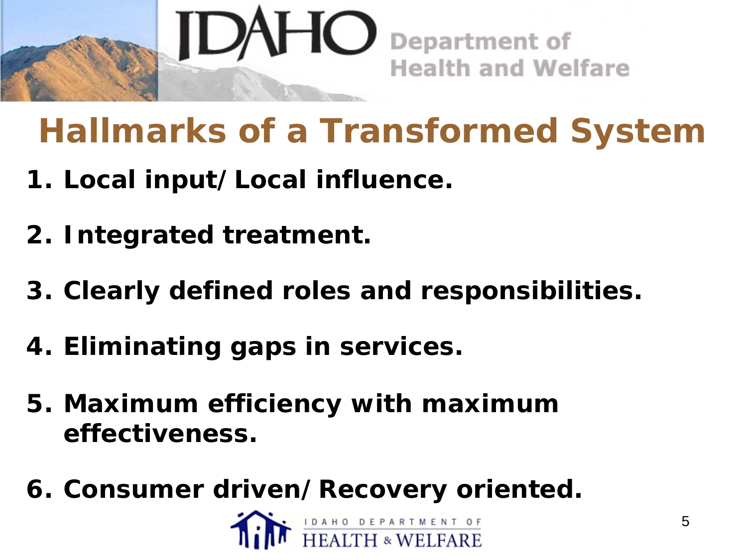# Hallmarks of a Transformed System

1. **Local input/ Local influence.**
2. **Integrated treatment.**
3. **Clearly defined roles and responsibilities.**
4. **Eliminating gaps in services.**
5. **Maximum efficiency with maximum effectiveness.**
6. **Consumer driven/ Recovery oriented.**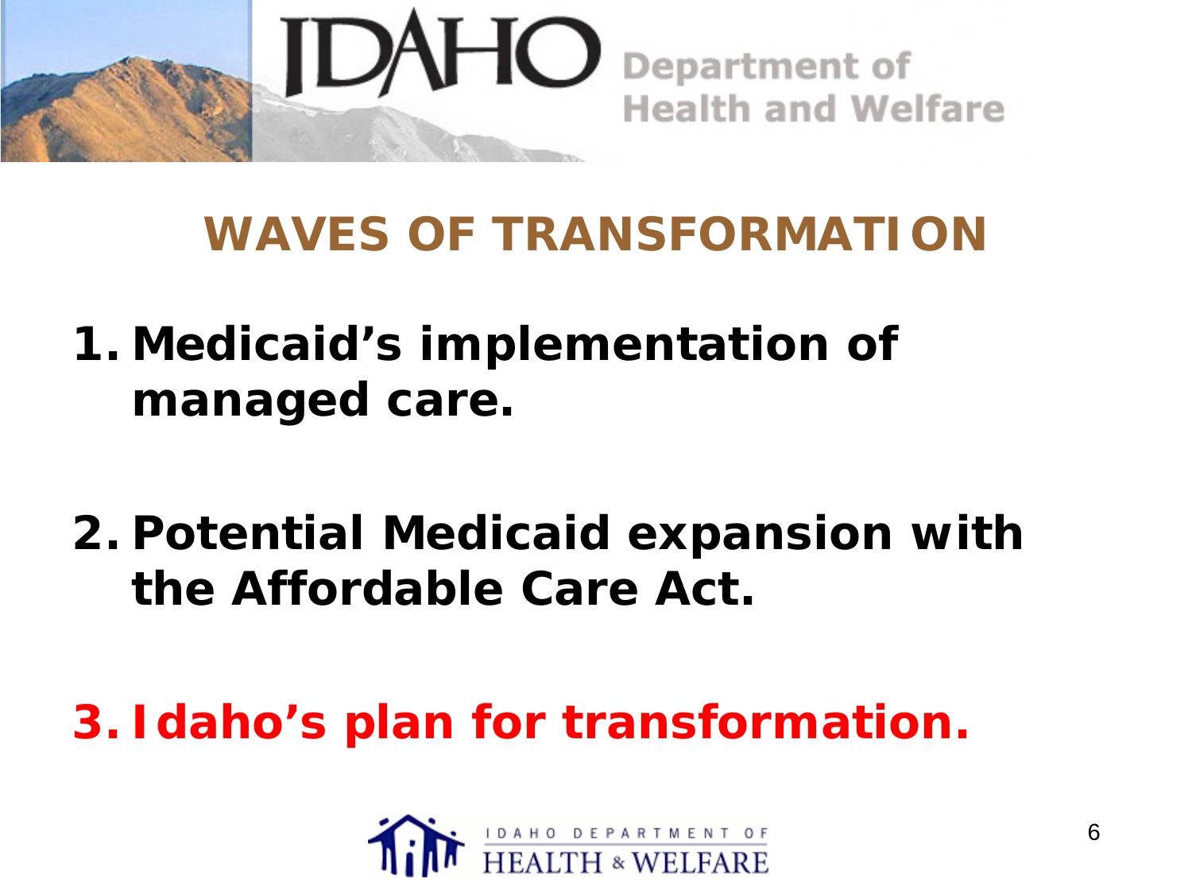# WAVES OF TRANSFORMATION

1. **Medicaid's implementation of managed care.**

2. **Potential Medicaid expansion with the Affordable Care Act.**

3. **Idaho's plan for transformation.**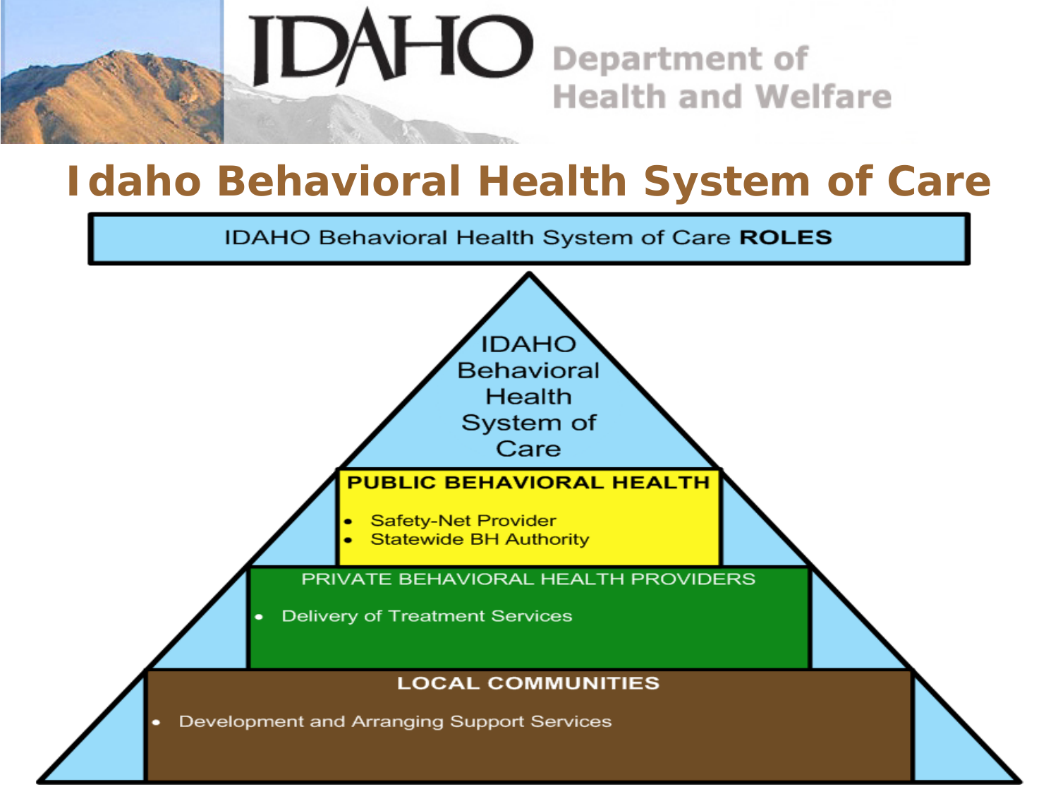# Idaho Behavioral Health System of Care

IDAHO Behavioral Health System of Care **ROLES**

IDAHO Behavioral Health System of Care

**PUBLIC BEHAVIORAL HEALTH**

- Safety-Net Provider
- Statewide BH Authority

PRIVATE BEHAVIORAL HEALTH PROVIDERS

- Delivery of Treatment Services

**LOCAL COMMUNITIES**

- Development and Arranging Support Services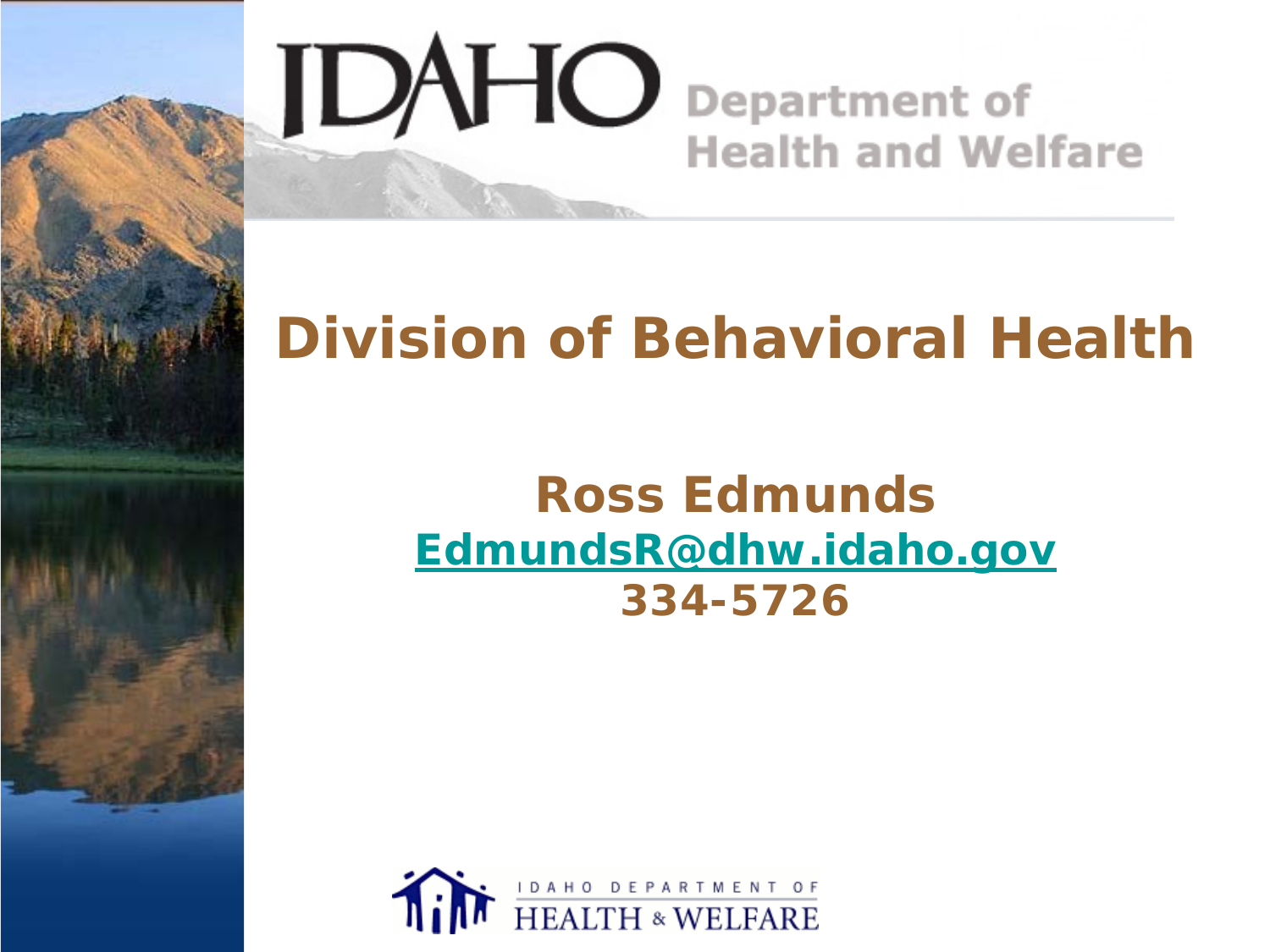IDAHO Department of Health and Welfare

# Division of Behavioral Health

**Ross Edmunds**
**EdmundsR@dhw.idaho.gov**
**334-5726**

IDAHO DEPARTMENT OF HEALTH & WELFARE